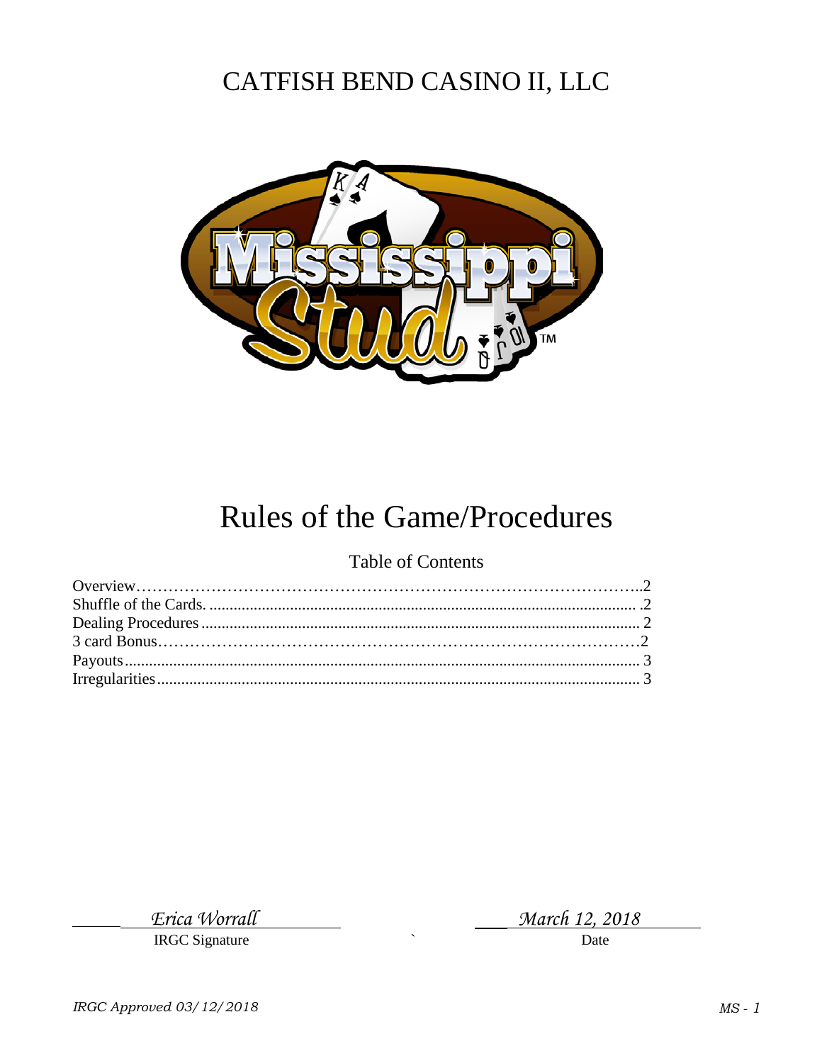# CATFISH BEND CASINO II, LLC

# Rules of the Game/Procedures

## Table of Contents

| | |
|---|---|
| Overview | 2 |
| Shuffle of the Cards. | 2 |
| Dealing Procedures | 2 |
| 3 card Bonus | 2 |
| Payouts | 3 |
| Irregularities | 3 |

*Erica Worrall*
IRGC Signature

*March 12, 2018*
Date

*IRGC Approved 03/12/2018*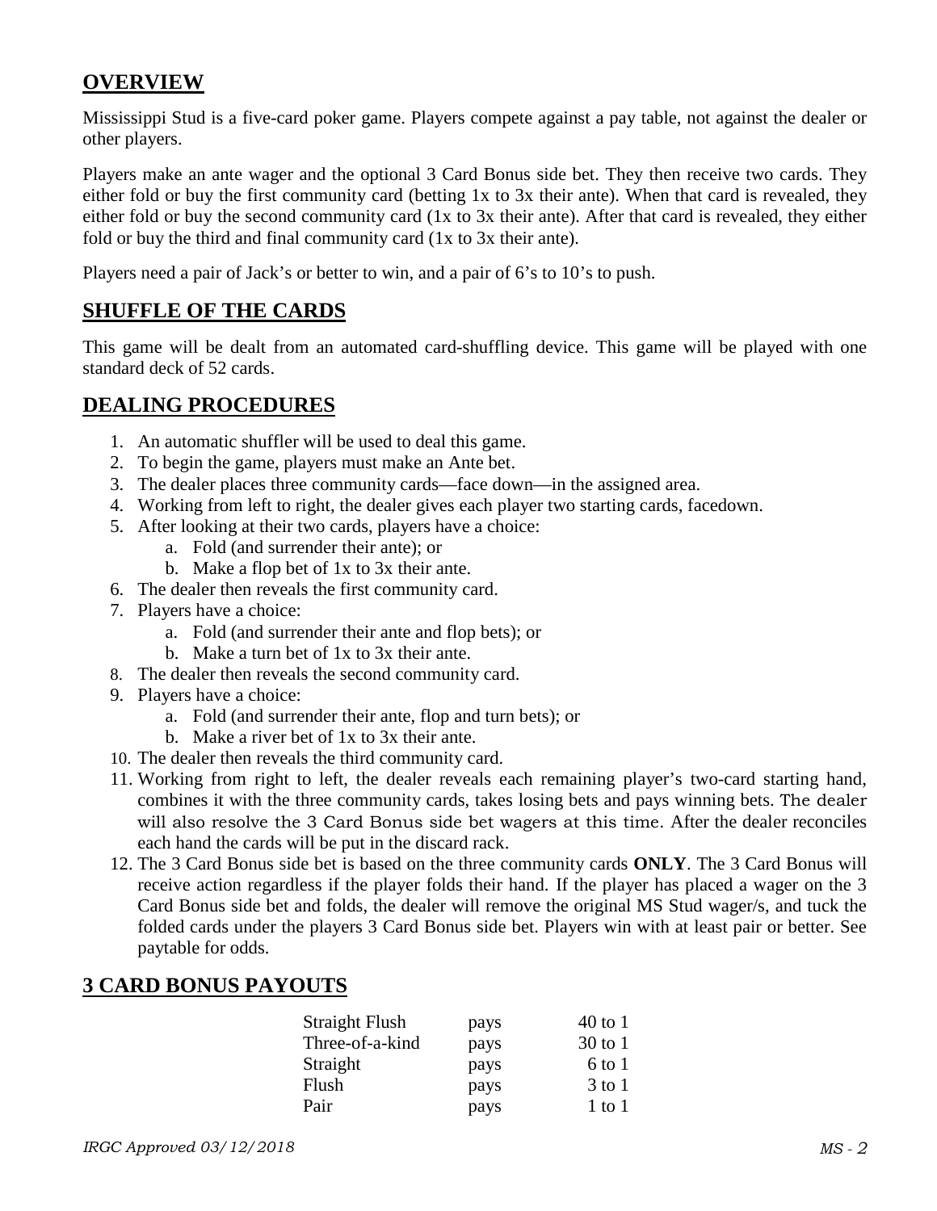## OVERVIEW

Mississippi Stud is a five-card poker game. Players compete against a pay table, not against the dealer or other players.

Players make an ante wager and the optional 3 Card Bonus side bet. They then receive two cards. They either fold or buy the first community card (betting 1x to 3x their ante). When that card is revealed, they either fold or buy the second community card (1x to 3x their ante). After that card is revealed, they either fold or buy the third and final community card (1x to 3x their ante).

Players need a pair of Jack's or better to win, and a pair of 6's to 10's to push.

## SHUFFLE OF THE CARDS

This game will be dealt from an automated card-shuffling device. This game will be played with one standard deck of 52 cards.

## DEALING PROCEDURES

1. An automatic shuffler will be used to deal this game.
2. To begin the game, players must make an Ante bet.
3. The dealer places three community cards—face down—in the assigned area.
4. Working from left to right, the dealer gives each player two starting cards, facedown.
5. After looking at their two cards, players have a choice:
   a. Fold (and surrender their ante); or
   b. Make a flop bet of 1x to 3x their ante.
6. The dealer then reveals the first community card.
7. Players have a choice:
   a. Fold (and surrender their ante and flop bets); or
   b. Make a turn bet of 1x to 3x their ante.
8. The dealer then reveals the second community card.
9. Players have a choice:
   a. Fold (and surrender their ante, flop and turn bets); or
   b. Make a river bet of 1x to 3x their ante.
10. The dealer then reveals the third community card.
11. Working from right to left, the dealer reveals each remaining player's two-card starting hand, combines it with the three community cards, takes losing bets and pays winning bets. The dealer will also resolve the 3 Card Bonus side bet wagers at this time. After the dealer reconciles each hand the cards will be put in the discard rack.
12. The 3 Card Bonus side bet is based on the three community cards **ONLY**. The 3 Card Bonus will receive action regardless if the player folds their hand. If the player has placed a wager on the 3 Card Bonus side bet and folds, the dealer will remove the original MS Stud wager/s, and tuck the folded cards under the players 3 Card Bonus side bet. Players win with at least pair or better. See paytable for odds.

## 3 CARD BONUS PAYOUTS

| Hand | | Payout |
|---|---|---|
| Straight Flush | pays | 40 to 1 |
| Three-of-a-kind | pays | 30 to 1 |
| Straight | pays | 6 to 1 |
| Flush | pays | 3 to 1 |
| Pair | pays | 1 to 1 |

*IRGC Approved 03/12/2018*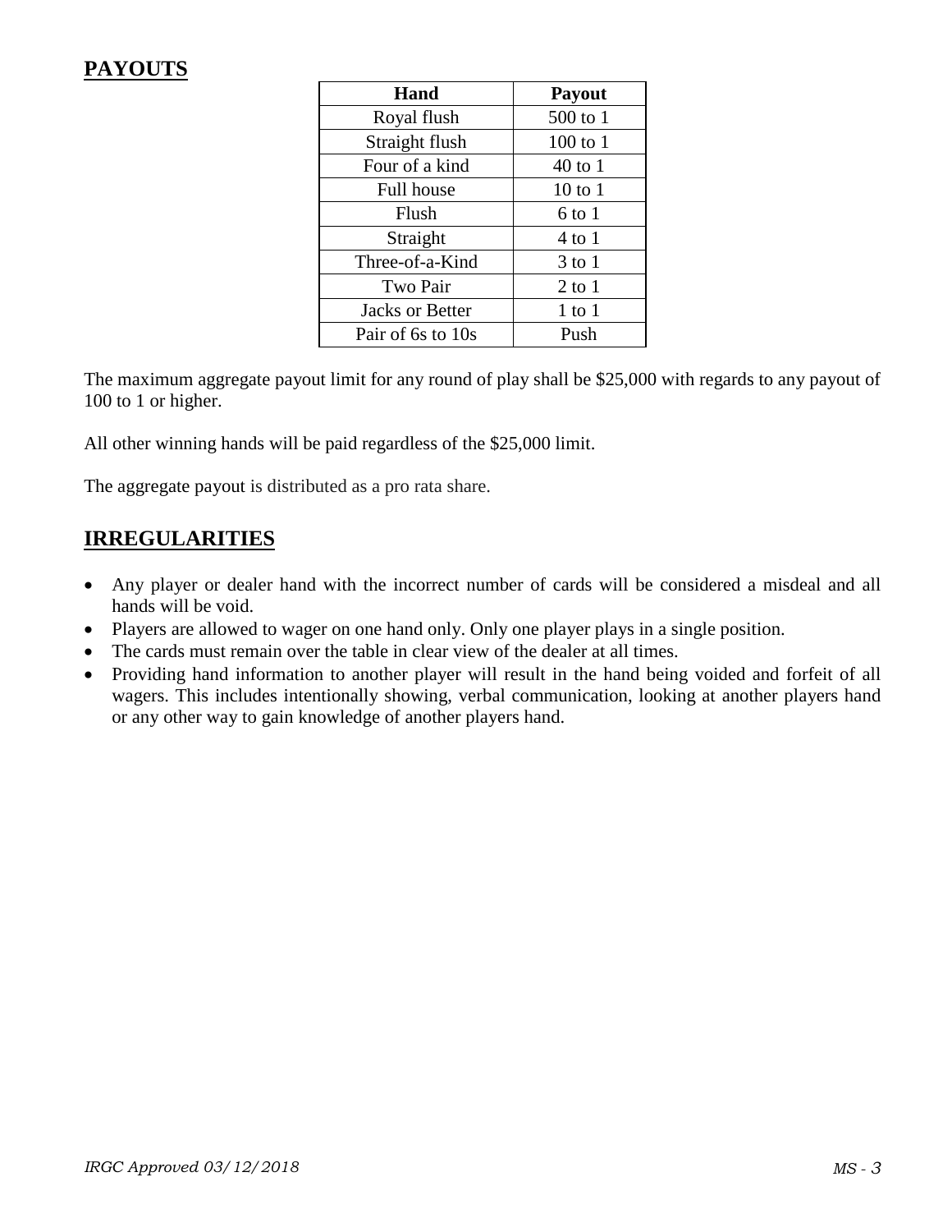## PAYOUTS

| Hand | Payout |
|---|---|
| Royal flush | 500 to 1 |
| Straight flush | 100 to 1 |
| Four of a kind | 40 to 1 |
| Full house | 10 to 1 |
| Flush | 6 to 1 |
| Straight | 4 to 1 |
| Three-of-a-Kind | 3 to 1 |
| Two Pair | 2 to 1 |
| Jacks or Better | 1 to 1 |
| Pair of 6s to 10s | Push |

The maximum aggregate payout limit for any round of play shall be $25,000 with regards to any payout of 100 to 1 or higher.

All other winning hands will be paid regardless of the $25,000 limit.

The aggregate payout is distributed as a pro rata share.

## IRREGULARITIES

- Any player or dealer hand with the incorrect number of cards will be considered a misdeal and all hands will be void.
- Players are allowed to wager on one hand only. Only one player plays in a single position.
- The cards must remain over the table in clear view of the dealer at all times.
- Providing hand information to another player will result in the hand being voided and forfeit of all wagers. This includes intentionally showing, verbal communication, looking at another players hand or any other way to gain knowledge of another players hand.

*IRGC Approved 03/12/2018*